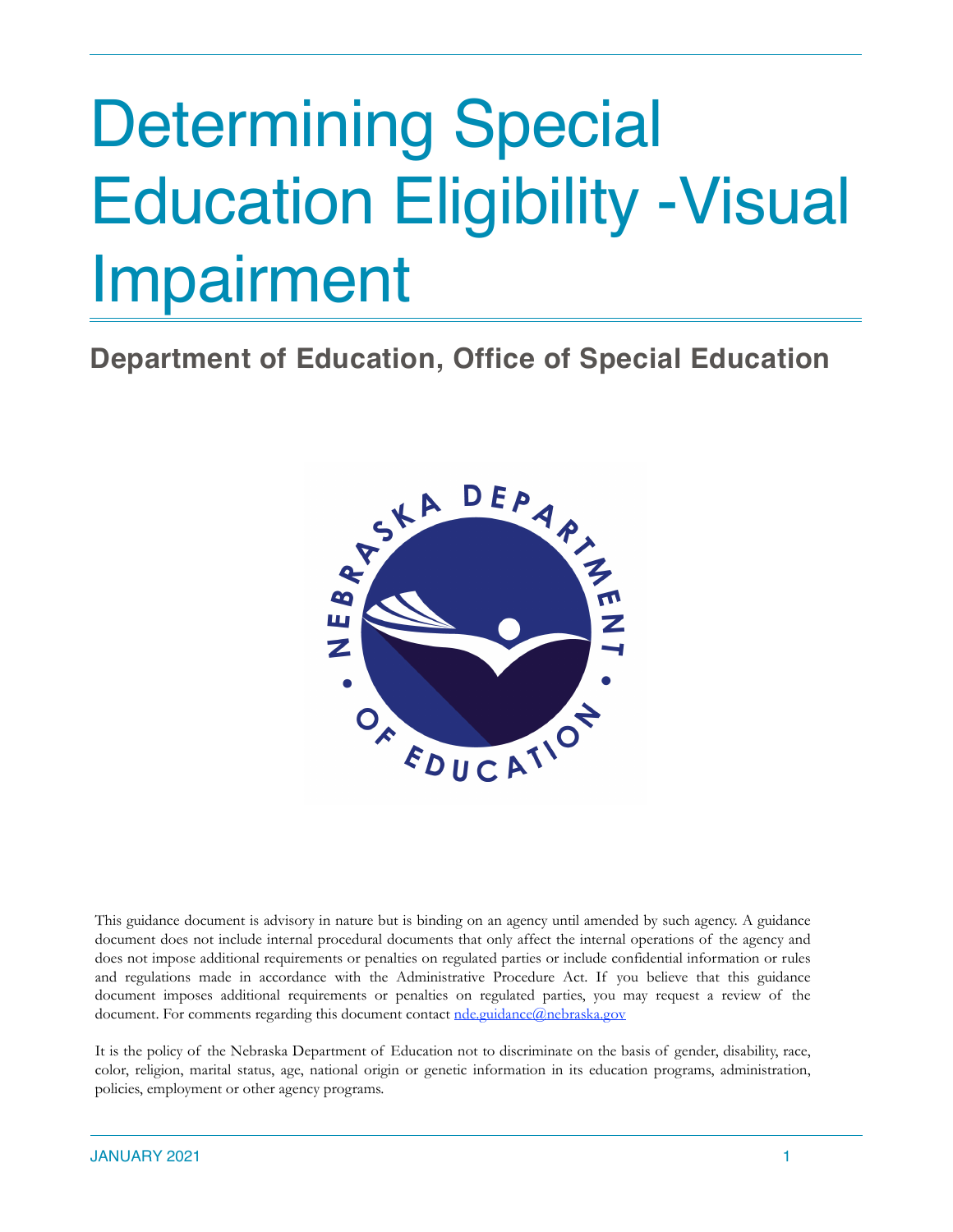# Determining Special Education Eligibility -Visual Impairment

## Department of Education, Office of Special Education

This guidance document is advisory in nature but is binding on an agency until amended by such agency. A guidance document does not include internal procedural documents that only affect the internal operations of the agency and does not impose additional requirements or penalties on regulated parties or include confidential information or rules and regulations made in accordance with the Administrative Procedure Act. If you believe that this guidance document imposes additional requirements or penalties on regulated parties, you may request a review of the document. For comments regarding this document contact nde.guidance@nebraska.gov

It is the policy of the Nebraska Department of Education not to discriminate on the basis of gender, disability, race, color, religion, marital status, age, national origin or genetic information in its education programs, administration, policies, employment or other agency programs.

JANUARY 2021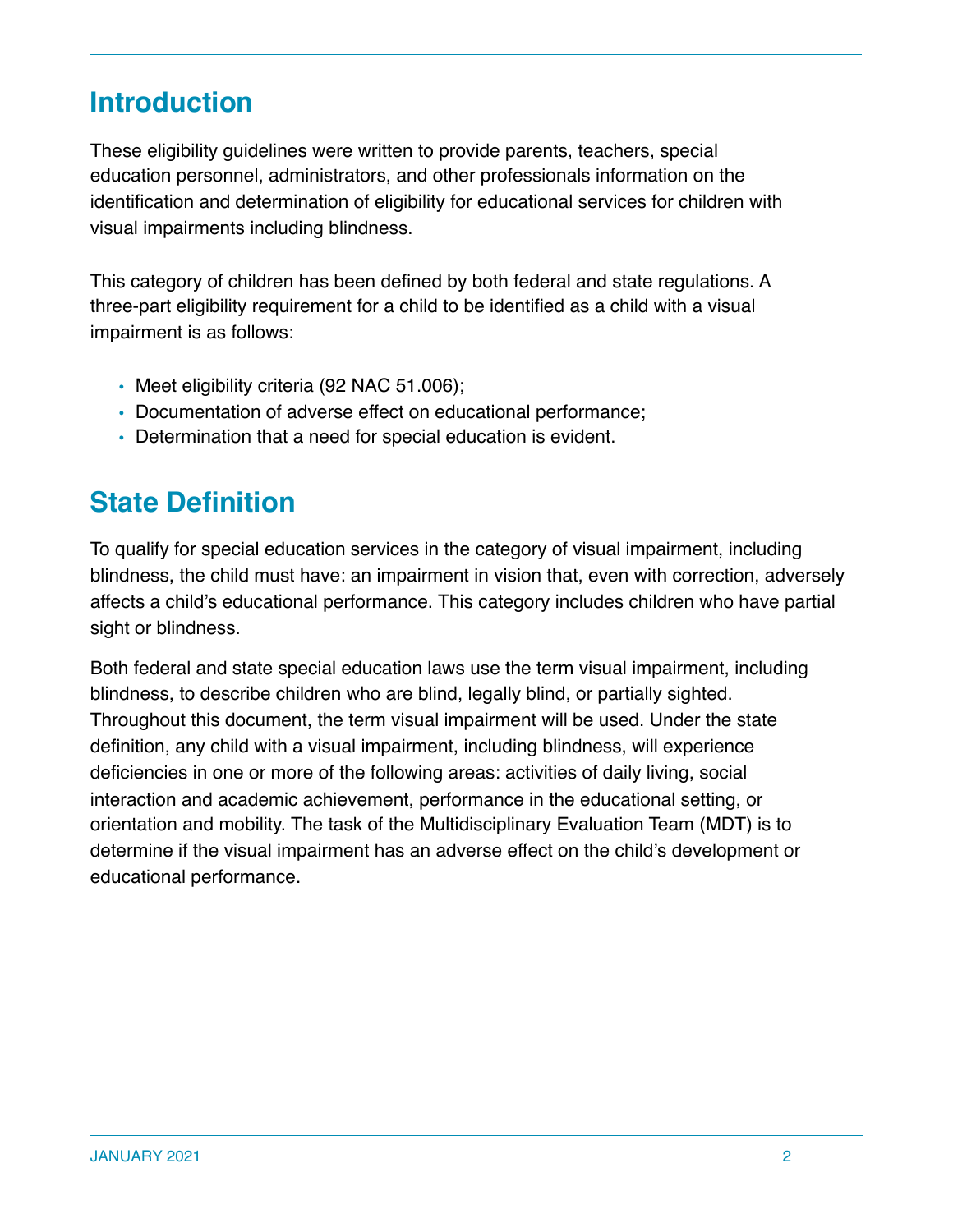## Introduction

These eligibility guidelines were written to provide parents, teachers, special education personnel, administrators, and other professionals information on the identification and determination of eligibility for educational services for children with visual impairments including blindness.

This category of children has been defined by both federal and state regulations. A three-part eligibility requirement for a child to be identified as a child with a visual impairment is as follows:

- Meet eligibility criteria (92 NAC 51.006);
- Documentation of adverse effect on educational performance;
- Determination that a need for special education is evident.

## State Definition

To qualify for special education services in the category of visual impairment, including blindness, the child must have: an impairment in vision that, even with correction, adversely affects a child's educational performance. This category includes children who have partial sight or blindness.

Both federal and state special education laws use the term visual impairment, including blindness, to describe children who are blind, legally blind, or partially sighted. Throughout this document, the term visual impairment will be used. Under the state definition, any child with a visual impairment, including blindness, will experience deficiencies in one or more of the following areas: activities of daily living, social interaction and academic achievement, performance in the educational setting, or orientation and mobility. The task of the Multidisciplinary Evaluation Team (MDT) is to determine if the visual impairment has an adverse effect on the child's development or educational performance.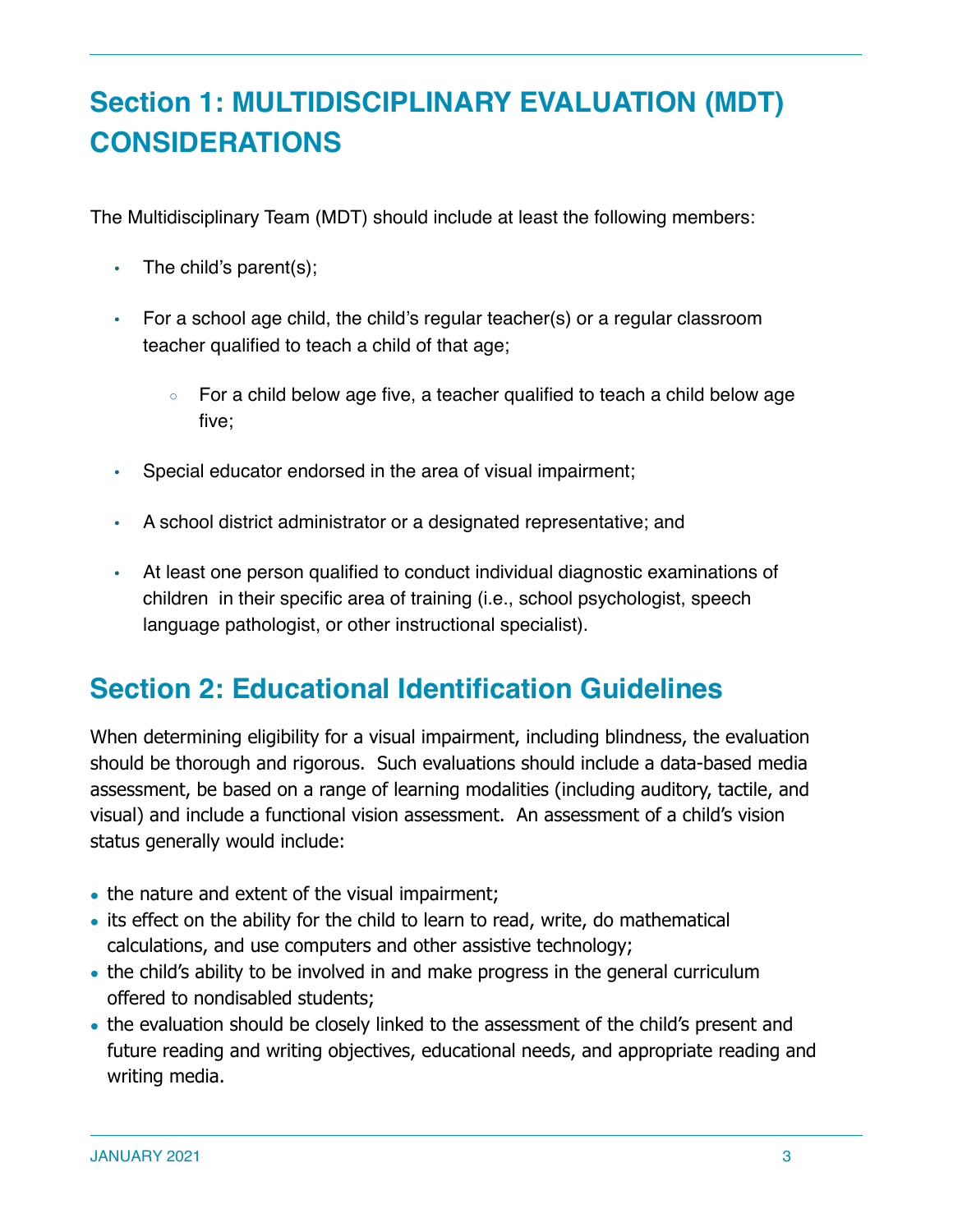## Section 1: MULTIDISCIPLINARY EVALUATION (MDT) CONSIDERATIONS

The Multidisciplinary Team (MDT) should include at least the following members:

- The child's parent(s);
- For a school age child, the child's regular teacher(s) or a regular classroom teacher qualified to teach a child of that age;
  - For a child below age five, a teacher qualified to teach a child below age five;
- Special educator endorsed in the area of visual impairment;
- A school district administrator or a designated representative; and
- At least one person qualified to conduct individual diagnostic examinations of children in their specific area of training (i.e., school psychologist, speech language pathologist, or other instructional specialist).

## Section 2: Educational Identification Guidelines

When determining eligibility for a visual impairment, including blindness, the evaluation should be thorough and rigorous. Such evaluations should include a data-based media assessment, be based on a range of learning modalities (including auditory, tactile, and visual) and include a functional vision assessment. An assessment of a child's vision status generally would include:

- the nature and extent of the visual impairment;
- its effect on the ability for the child to learn to read, write, do mathematical calculations, and use computers and other assistive technology;
- the child's ability to be involved in and make progress in the general curriculum offered to nondisabled students;
- the evaluation should be closely linked to the assessment of the child's present and future reading and writing objectives, educational needs, and appropriate reading and writing media.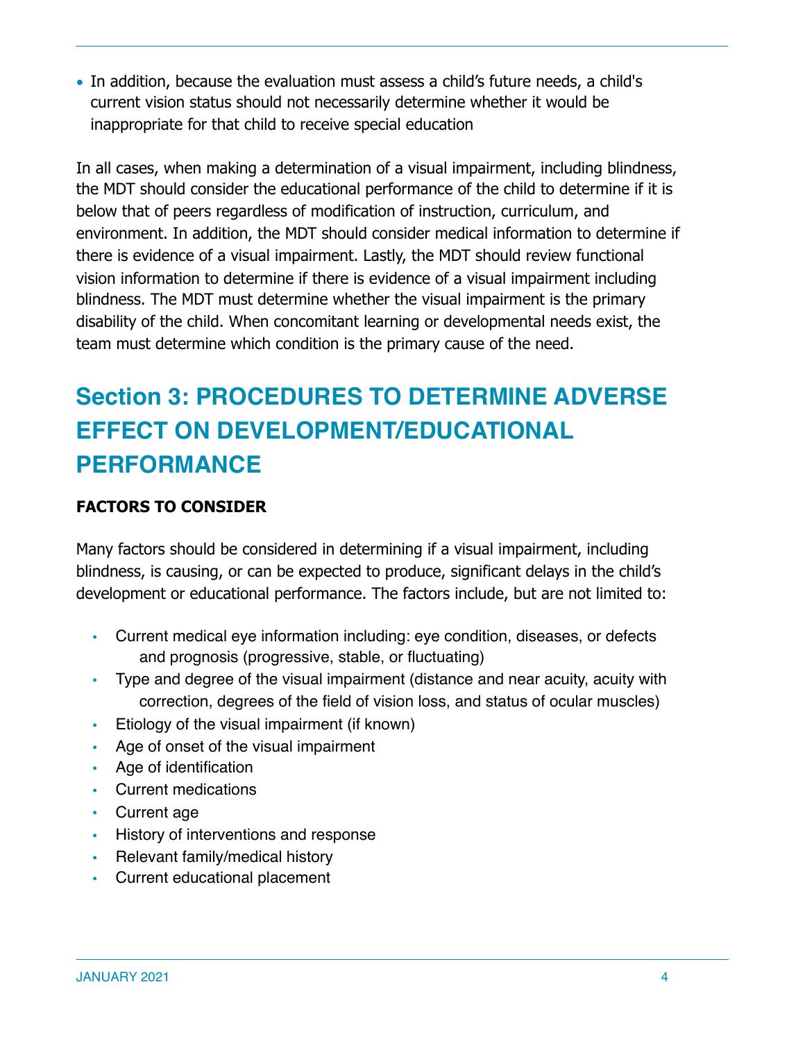- In addition, because the evaluation must assess a child's future needs, a child's current vision status should not necessarily determine whether it would be inappropriate for that child to receive special education

In all cases, when making a determination of a visual impairment, including blindness, the MDT should consider the educational performance of the child to determine if it is below that of peers regardless of modification of instruction, curriculum, and environment. In addition, the MDT should consider medical information to determine if there is evidence of a visual impairment. Lastly, the MDT should review functional vision information to determine if there is evidence of a visual impairment including blindness. The MDT must determine whether the visual impairment is the primary disability of the child. When concomitant learning or developmental needs exist, the team must determine which condition is the primary cause of the need.

## Section 3: PROCEDURES TO DETERMINE ADVERSE EFFECT ON DEVELOPMENT/EDUCATIONAL PERFORMANCE

### FACTORS TO CONSIDER

Many factors should be considered in determining if a visual impairment, including blindness, is causing, or can be expected to produce, significant delays in the child's development or educational performance. The factors include, but are not limited to:

- Current medical eye information including: eye condition, diseases, or defects and prognosis (progressive, stable, or fluctuating)
- Type and degree of the visual impairment (distance and near acuity, acuity with correction, degrees of the field of vision loss, and status of ocular muscles)
- Etiology of the visual impairment (if known)
- Age of onset of the visual impairment
- Age of identification
- Current medications
- Current age
- History of interventions and response
- Relevant family/medical history
- Current educational placement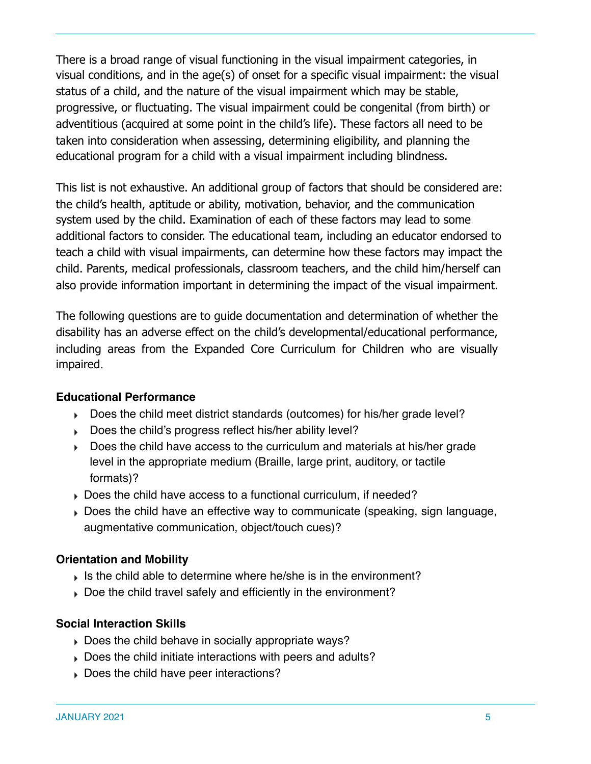There is a broad range of visual functioning in the visual impairment categories, in visual conditions, and in the age(s) of onset for a specific visual impairment: the visual status of a child, and the nature of the visual impairment which may be stable, progressive, or fluctuating. The visual impairment could be congenital (from birth) or adventitious (acquired at some point in the child's life). These factors all need to be taken into consideration when assessing, determining eligibility, and planning the educational program for a child with a visual impairment including blindness.

This list is not exhaustive. An additional group of factors that should be considered are: the child's health, aptitude or ability, motivation, behavior, and the communication system used by the child. Examination of each of these factors may lead to some additional factors to consider. The educational team, including an educator endorsed to teach a child with visual impairments, can determine how these factors may impact the child. Parents, medical professionals, classroom teachers, and the child him/herself can also provide information important in determining the impact of the visual impairment.

The following questions are to guide documentation and determination of whether the disability has an adverse effect on the child's developmental/educational performance, including areas from the Expanded Core Curriculum for Children who are visually impaired.

**Educational Performance**

- Does the child meet district standards (outcomes) for his/her grade level?
- Does the child's progress reflect his/her ability level?
- Does the child have access to the curriculum and materials at his/her grade level in the appropriate medium (Braille, large print, auditory, or tactile formats)?
- Does the child have access to a functional curriculum, if needed?
- Does the child have an effective way to communicate (speaking, sign language, augmentative communication, object/touch cues)?

**Orientation and Mobility**

- Is the child able to determine where he/she is in the environment?
- Doe the child travel safely and efficiently in the environment?

**Social Interaction Skills**

- Does the child behave in socially appropriate ways?
- Does the child initiate interactions with peers and adults?
- Does the child have peer interactions?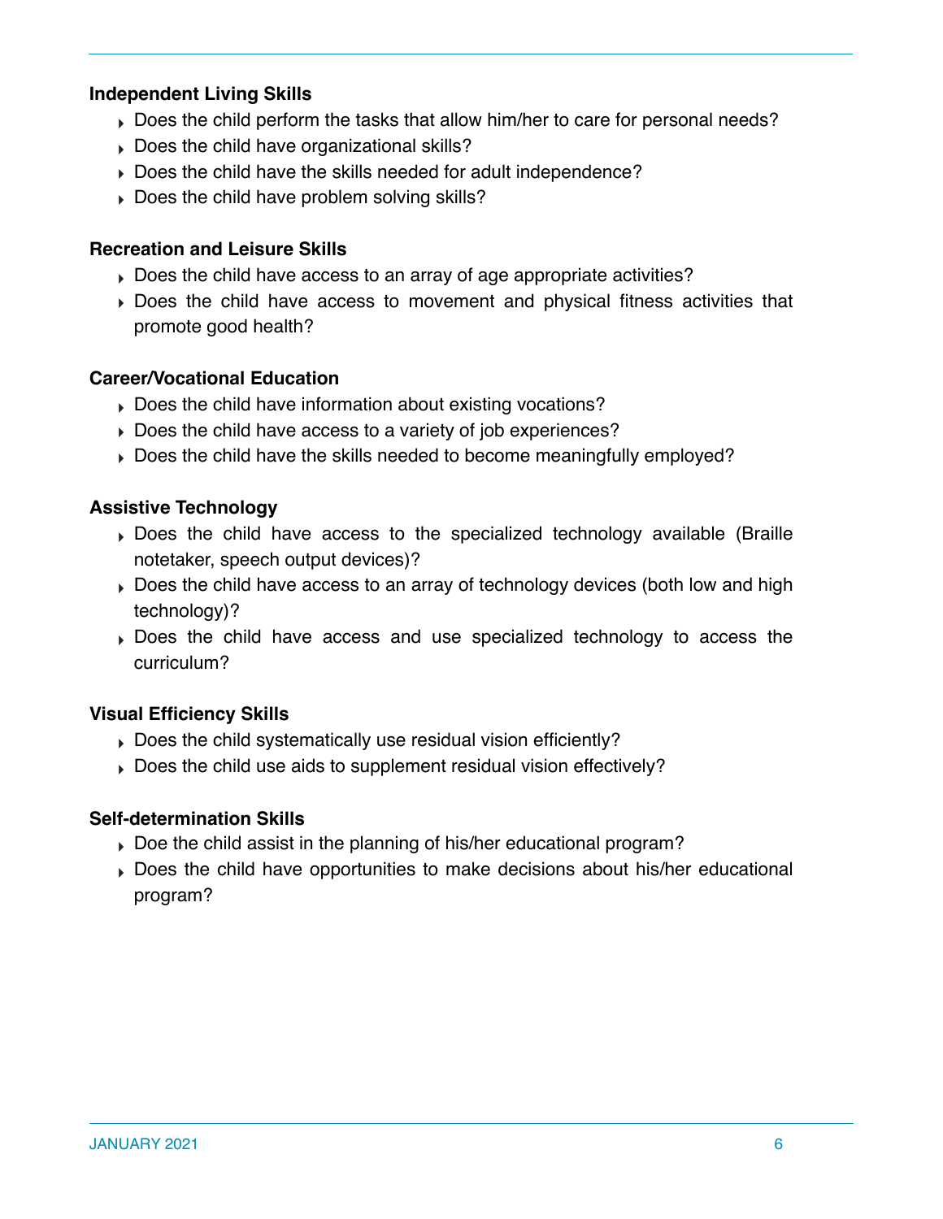**Independent Living Skills**

- Does the child perform the tasks that allow him/her to care for personal needs?
- Does the child have organizational skills?
- Does the child have the skills needed for adult independence?
- Does the child have problem solving skills?

**Recreation and Leisure Skills**

- Does the child have access to an array of age appropriate activities?
- Does the child have access to movement and physical fitness activities that promote good health?

**Career/Vocational Education**

- Does the child have information about existing vocations?
- Does the child have access to a variety of job experiences?
- Does the child have the skills needed to become meaningfully employed?

**Assistive Technology**

- Does the child have access to the specialized technology available (Braille notetaker, speech output devices)?
- Does the child have access to an array of technology devices (both low and high technology)?
- Does the child have access and use specialized technology to access the curriculum?

**Visual Efficiency Skills**

- Does the child systematically use residual vision efficiently?
- Does the child use aids to supplement residual vision effectively?

**Self-determination Skills**

- Doe the child assist in the planning of his/her educational program?
- Does the child have opportunities to make decisions about his/her educational program?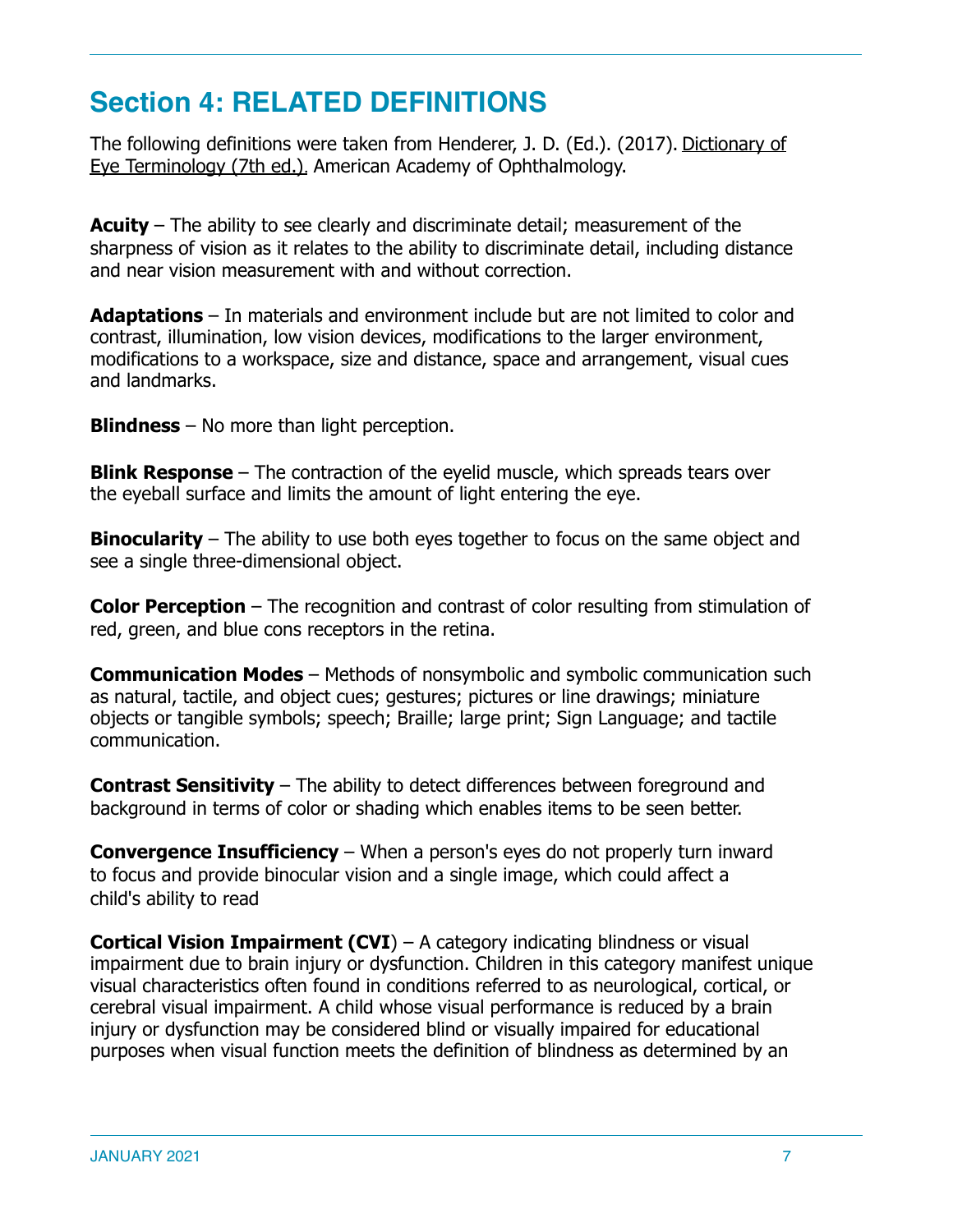## Section 4: RELATED DEFINITIONS

The following definitions were taken from Henderer, J. D. (Ed.). (2017). Dictionary of Eye Terminology (7th ed.). American Academy of Ophthalmology.

**Acuity** – The ability to see clearly and discriminate detail; measurement of the sharpness of vision as it relates to the ability to discriminate detail, including distance and near vision measurement with and without correction.

**Adaptations** – In materials and environment include but are not limited to color and contrast, illumination, low vision devices, modifications to the larger environment, modifications to a workspace, size and distance, space and arrangement, visual cues and landmarks.

**Blindness** – No more than light perception.

**Blink Response** – The contraction of the eyelid muscle, which spreads tears over the eyeball surface and limits the amount of light entering the eye.

**Binocularity** – The ability to use both eyes together to focus on the same object and see a single three-dimensional object.

**Color Perception** – The recognition and contrast of color resulting from stimulation of red, green, and blue cons receptors in the retina.

**Communication Modes** – Methods of nonsymbolic and symbolic communication such as natural, tactile, and object cues; gestures; pictures or line drawings; miniature objects or tangible symbols; speech; Braille; large print; Sign Language; and tactile communication.

**Contrast Sensitivity** – The ability to detect differences between foreground and background in terms of color or shading which enables items to be seen better.

**Convergence Insufficiency** – When a person's eyes do not properly turn inward to focus and provide binocular vision and a single image, which could affect a child's ability to read

**Cortical Vision Impairment (CVI**) – A category indicating blindness or visual impairment due to brain injury or dysfunction. Children in this category manifest unique visual characteristics often found in conditions referred to as neurological, cortical, or cerebral visual impairment. A child whose visual performance is reduced by a brain injury or dysfunction may be considered blind or visually impaired for educational purposes when visual function meets the definition of blindness as determined by an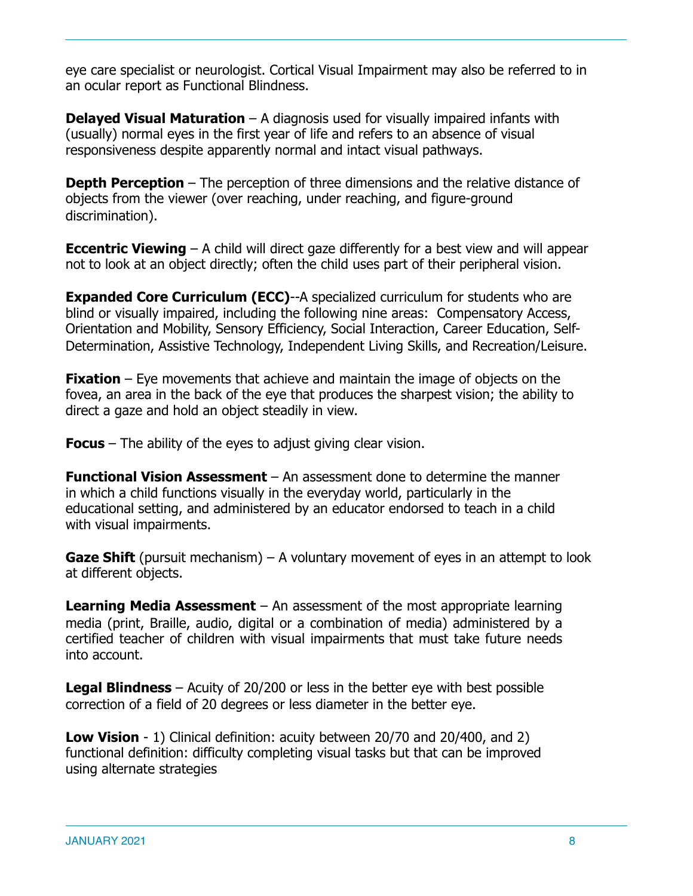eye care specialist or neurologist. Cortical Visual Impairment may also be referred to in an ocular report as Functional Blindness.

**Delayed Visual Maturation** – A diagnosis used for visually impaired infants with (usually) normal eyes in the first year of life and refers to an absence of visual responsiveness despite apparently normal and intact visual pathways.

**Depth Perception** – The perception of three dimensions and the relative distance of objects from the viewer (over reaching, under reaching, and figure-ground discrimination).

**Eccentric Viewing** – A child will direct gaze differently for a best view and will appear not to look at an object directly; often the child uses part of their peripheral vision.

**Expanded Core Curriculum (ECC)**--A specialized curriculum for students who are blind or visually impaired, including the following nine areas: Compensatory Access, Orientation and Mobility, Sensory Efficiency, Social Interaction, Career Education, Self-Determination, Assistive Technology, Independent Living Skills, and Recreation/Leisure.

**Fixation** – Eye movements that achieve and maintain the image of objects on the fovea, an area in the back of the eye that produces the sharpest vision; the ability to direct a gaze and hold an object steadily in view.

**Focus** – The ability of the eyes to adjust giving clear vision.

**Functional Vision Assessment** – An assessment done to determine the manner in which a child functions visually in the everyday world, particularly in the educational setting, and administered by an educator endorsed to teach in a child with visual impairments.

**Gaze Shift** (pursuit mechanism) – A voluntary movement of eyes in an attempt to look at different objects.

**Learning Media Assessment** – An assessment of the most appropriate learning media (print, Braille, audio, digital or a combination of media) administered by a certified teacher of children with visual impairments that must take future needs into account.

**Legal Blindness** – Acuity of 20/200 or less in the better eye with best possible correction of a field of 20 degrees or less diameter in the better eye.

**Low Vision** - 1) Clinical definition: acuity between 20/70 and 20/400, and 2) functional definition: difficulty completing visual tasks but that can be improved using alternate strategies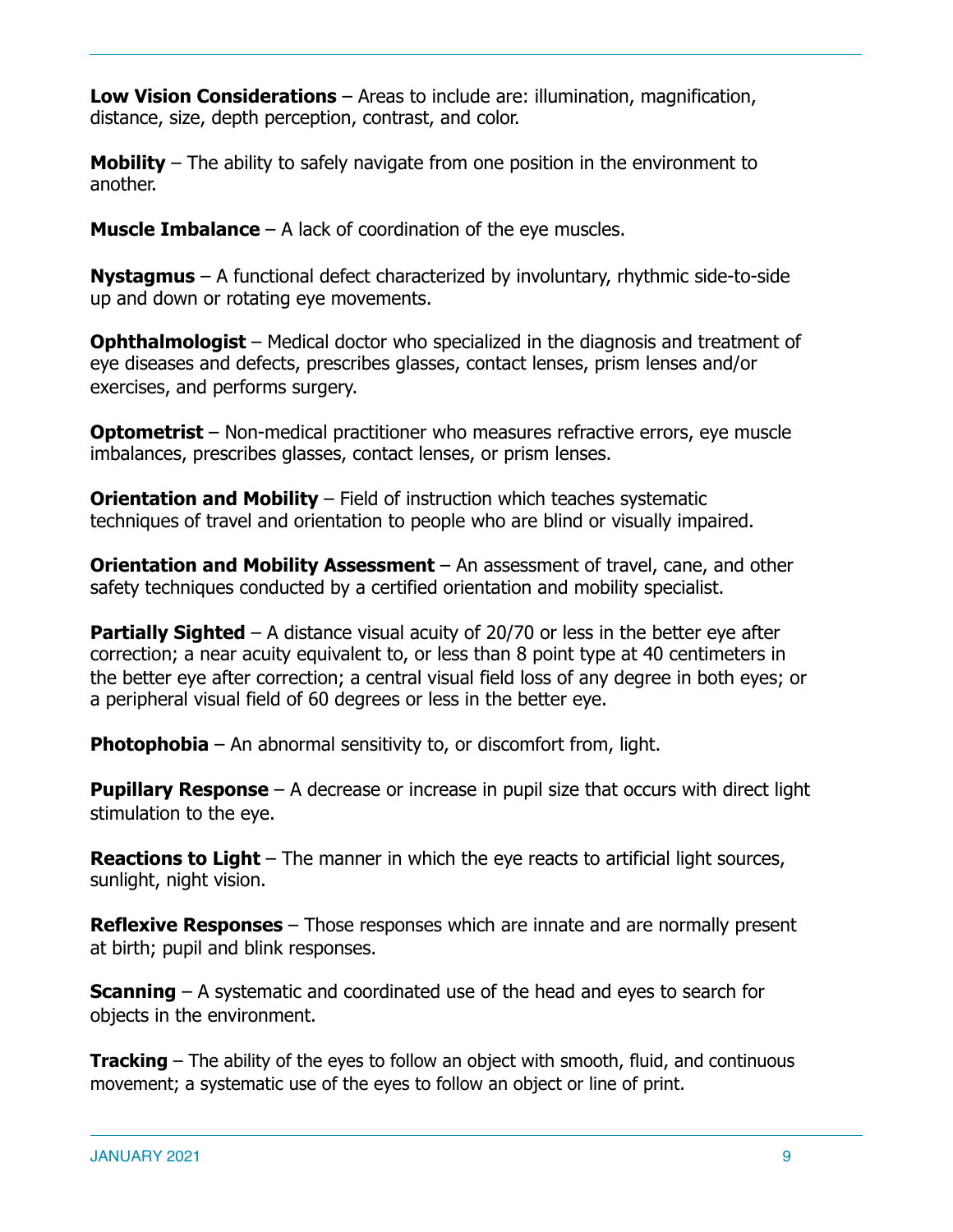**Low Vision Considerations** – Areas to include are: illumination, magnification, distance, size, depth perception, contrast, and color.

**Mobility** – The ability to safely navigate from one position in the environment to another.

**Muscle Imbalance** – A lack of coordination of the eye muscles.

**Nystagmus** – A functional defect characterized by involuntary, rhythmic side-to-side up and down or rotating eye movements.

**Ophthalmologist** – Medical doctor who specialized in the diagnosis and treatment of eye diseases and defects, prescribes glasses, contact lenses, prism lenses and/or exercises, and performs surgery.

**Optometrist** – Non-medical practitioner who measures refractive errors, eye muscle imbalances, prescribes glasses, contact lenses, or prism lenses.

**Orientation and Mobility** – Field of instruction which teaches systematic techniques of travel and orientation to people who are blind or visually impaired.

**Orientation and Mobility Assessment** – An assessment of travel, cane, and other safety techniques conducted by a certified orientation and mobility specialist.

**Partially Sighted** – A distance visual acuity of 20/70 or less in the better eye after correction; a near acuity equivalent to, or less than 8 point type at 40 centimeters in the better eye after correction; a central visual field loss of any degree in both eyes; or a peripheral visual field of 60 degrees or less in the better eye.

**Photophobia** – An abnormal sensitivity to, or discomfort from, light.

**Pupillary Response** – A decrease or increase in pupil size that occurs with direct light stimulation to the eye.

**Reactions to Light** – The manner in which the eye reacts to artificial light sources, sunlight, night vision.

**Reflexive Responses** – Those responses which are innate and are normally present at birth; pupil and blink responses.

**Scanning** – A systematic and coordinated use of the head and eyes to search for objects in the environment.

**Tracking** – The ability of the eyes to follow an object with smooth, fluid, and continuous movement; a systematic use of the eyes to follow an object or line of print.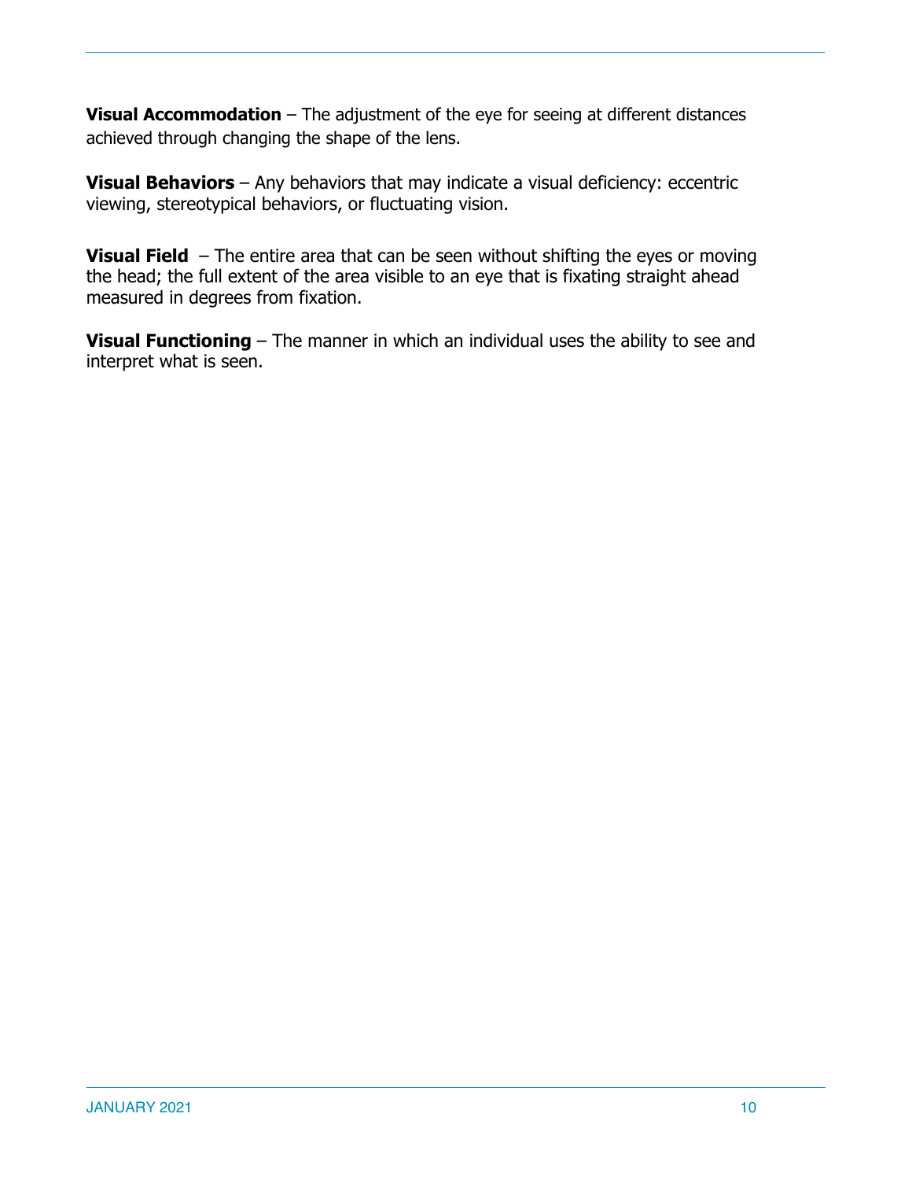**Visual Accommodation** – The adjustment of the eye for seeing at different distances achieved through changing the shape of the lens.

**Visual Behaviors** – Any behaviors that may indicate a visual deficiency: eccentric viewing, stereotypical behaviors, or fluctuating vision.

**Visual Field** – The entire area that can be seen without shifting the eyes or moving the head; the full extent of the area visible to an eye that is fixating straight ahead measured in degrees from fixation.

**Visual Functioning** – The manner in which an individual uses the ability to see and interpret what is seen.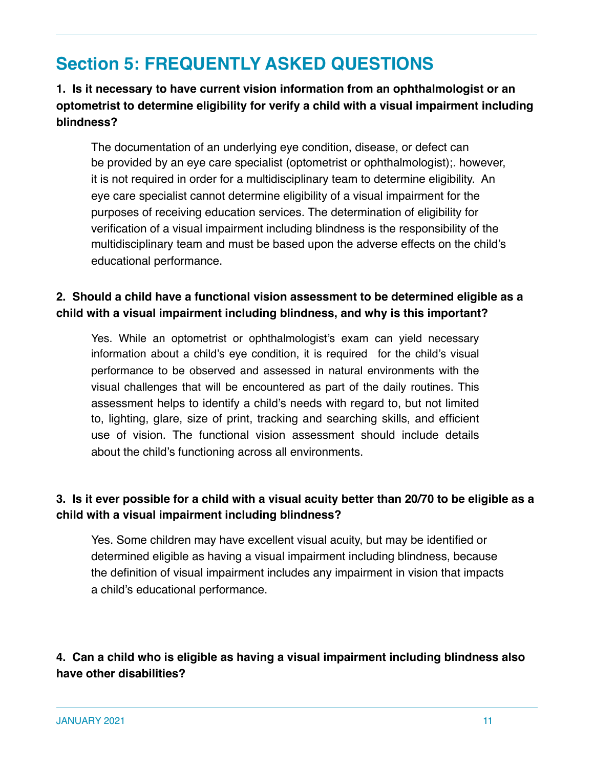## Section 5: FREQUENTLY ASKED QUESTIONS

**1. Is it necessary to have current vision information from an ophthalmologist or an optometrist to determine eligibility for verify a child with a visual impairment including blindness?**

The documentation of an underlying eye condition, disease, or defect can be provided by an eye care specialist (optometrist or ophthalmologist);. however, it is not required in order for a multidisciplinary team to determine eligibility. An eye care specialist cannot determine eligibility of a visual impairment for the purposes of receiving education services. The determination of eligibility for verification of a visual impairment including blindness is the responsibility of the multidisciplinary team and must be based upon the adverse effects on the child's educational performance.

**2. Should a child have a functional vision assessment to be determined eligible as a child with a visual impairment including blindness, and why is this important?**

Yes. While an optometrist or ophthalmologist's exam can yield necessary information about a child's eye condition, it is required for the child's visual performance to be observed and assessed in natural environments with the visual challenges that will be encountered as part of the daily routines. This assessment helps to identify a child's needs with regard to, but not limited to, lighting, glare, size of print, tracking and searching skills, and efficient use of vision. The functional vision assessment should include details about the child's functioning across all environments.

**3. Is it ever possible for a child with a visual acuity better than 20/70 to be eligible as a child with a visual impairment including blindness?**

Yes. Some children may have excellent visual acuity, but may be identified or determined eligible as having a visual impairment including blindness, because the definition of visual impairment includes any impairment in vision that impacts a child's educational performance.

**4. Can a child who is eligible as having a visual impairment including blindness also have other disabilities?**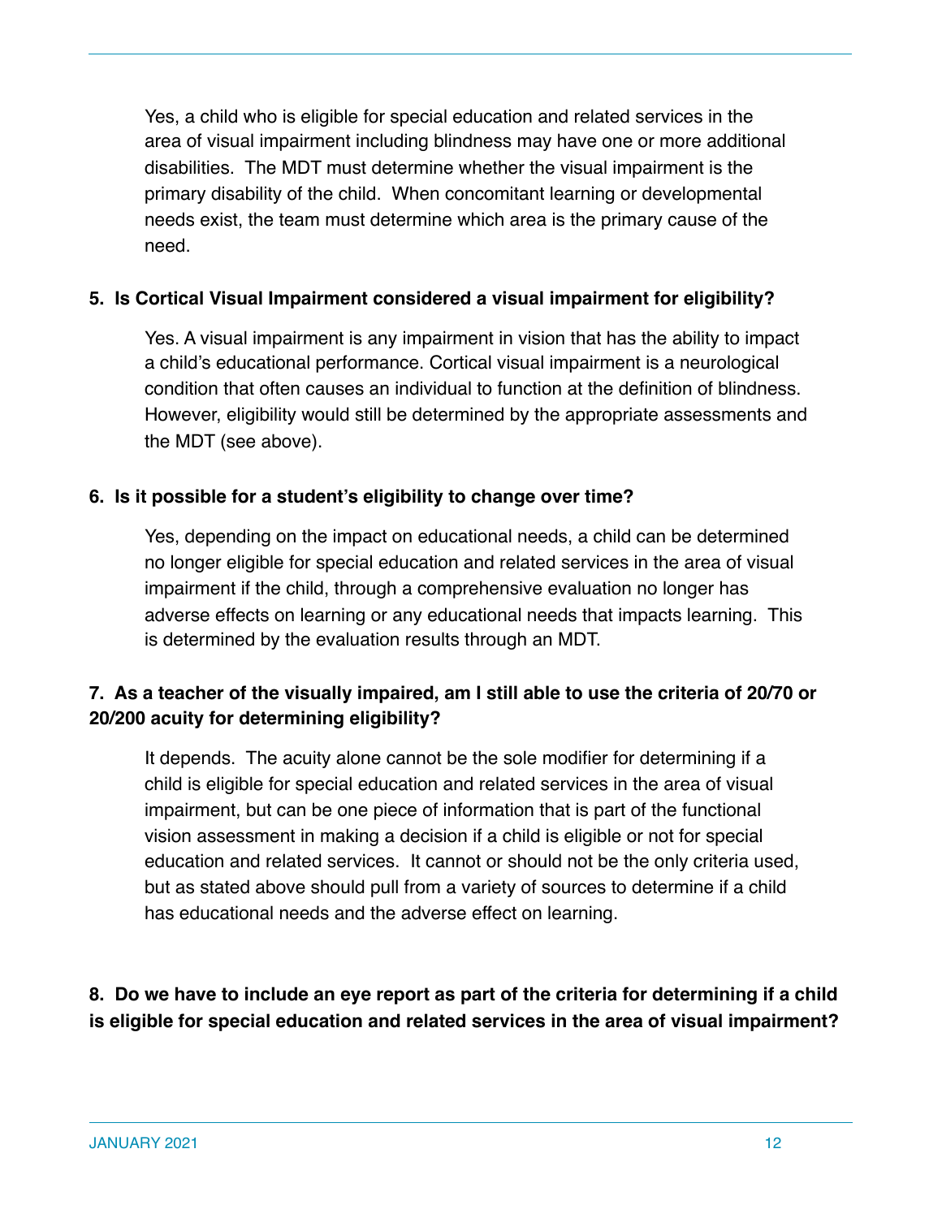Yes, a child who is eligible for special education and related services in the area of visual impairment including blindness may have one or more additional disabilities. The MDT must determine whether the visual impairment is the primary disability of the child. When concomitant learning or developmental needs exist, the team must determine which area is the primary cause of the need.

**5. Is Cortical Visual Impairment considered a visual impairment for eligibility?**

Yes. A visual impairment is any impairment in vision that has the ability to impact a child's educational performance. Cortical visual impairment is a neurological condition that often causes an individual to function at the definition of blindness. However, eligibility would still be determined by the appropriate assessments and the MDT (see above).

**6. Is it possible for a student's eligibility to change over time?**

Yes, depending on the impact on educational needs, a child can be determined no longer eligible for special education and related services in the area of visual impairment if the child, through a comprehensive evaluation no longer has adverse effects on learning or any educational needs that impacts learning. This is determined by the evaluation results through an MDT.

**7. As a teacher of the visually impaired, am I still able to use the criteria of 20/70 or 20/200 acuity for determining eligibility?**

It depends. The acuity alone cannot be the sole modifier for determining if a child is eligible for special education and related services in the area of visual impairment, but can be one piece of information that is part of the functional vision assessment in making a decision if a child is eligible or not for special education and related services. It cannot or should not be the only criteria used, but as stated above should pull from a variety of sources to determine if a child has educational needs and the adverse effect on learning.

**8. Do we have to include an eye report as part of the criteria for determining if a child is eligible for special education and related services in the area of visual impairment?**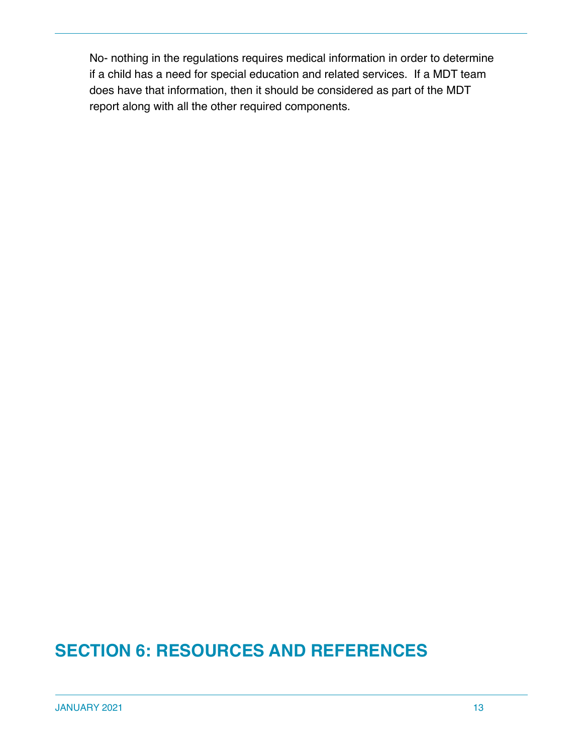No- nothing in the regulations requires medical information in order to determine if a child has a need for special education and related services.  If a MDT team does have that information, then it should be considered as part of the MDT report along with all the other required components.

# SECTION 6: RESOURCES AND REFERENCES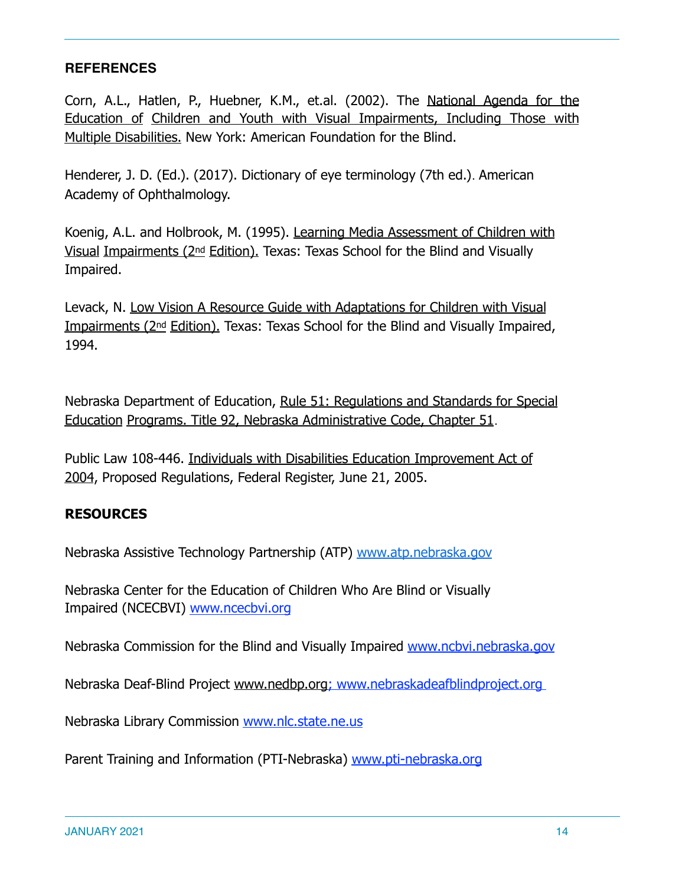## REFERENCES

Corn, A.L., Hatlen, P., Huebner, K.M., et.al. (2002). The National Agenda for the Education of Children and Youth with Visual Impairments, Including Those with Multiple Disabilities. New York: American Foundation for the Blind.

Henderer, J. D. (Ed.). (2017). Dictionary of eye terminology (7th ed.). American Academy of Ophthalmology.

Koenig, A.L. and Holbrook, M. (1995). Learning Media Assessment of Children with Visual Impairments (2nd Edition). Texas: Texas School for the Blind and Visually Impaired.

Levack, N. Low Vision A Resource Guide with Adaptations for Children with Visual Impairments (2nd Edition). Texas: Texas School for the Blind and Visually Impaired, 1994.

Nebraska Department of Education, Rule 51: Regulations and Standards for Special Education Programs. Title 92, Nebraska Administrative Code, Chapter 51.

Public Law 108-446. Individuals with Disabilities Education Improvement Act of 2004, Proposed Regulations, Federal Register, June 21, 2005.

## RESOURCES

Nebraska Assistive Technology Partnership (ATP) www.atp.nebraska.gov

Nebraska Center for the Education of Children Who Are Blind or Visually Impaired (NCECBVI) www.ncecbvi.org

Nebraska Commission for the Blind and Visually Impaired www.ncbvi.nebraska.gov

Nebraska Deaf-Blind Project www.nedbp.org; www.nebraskadeafblindproject.org

Nebraska Library Commission www.nlc.state.ne.us

Parent Training and Information (PTI-Nebraska) www.pti-nebraska.org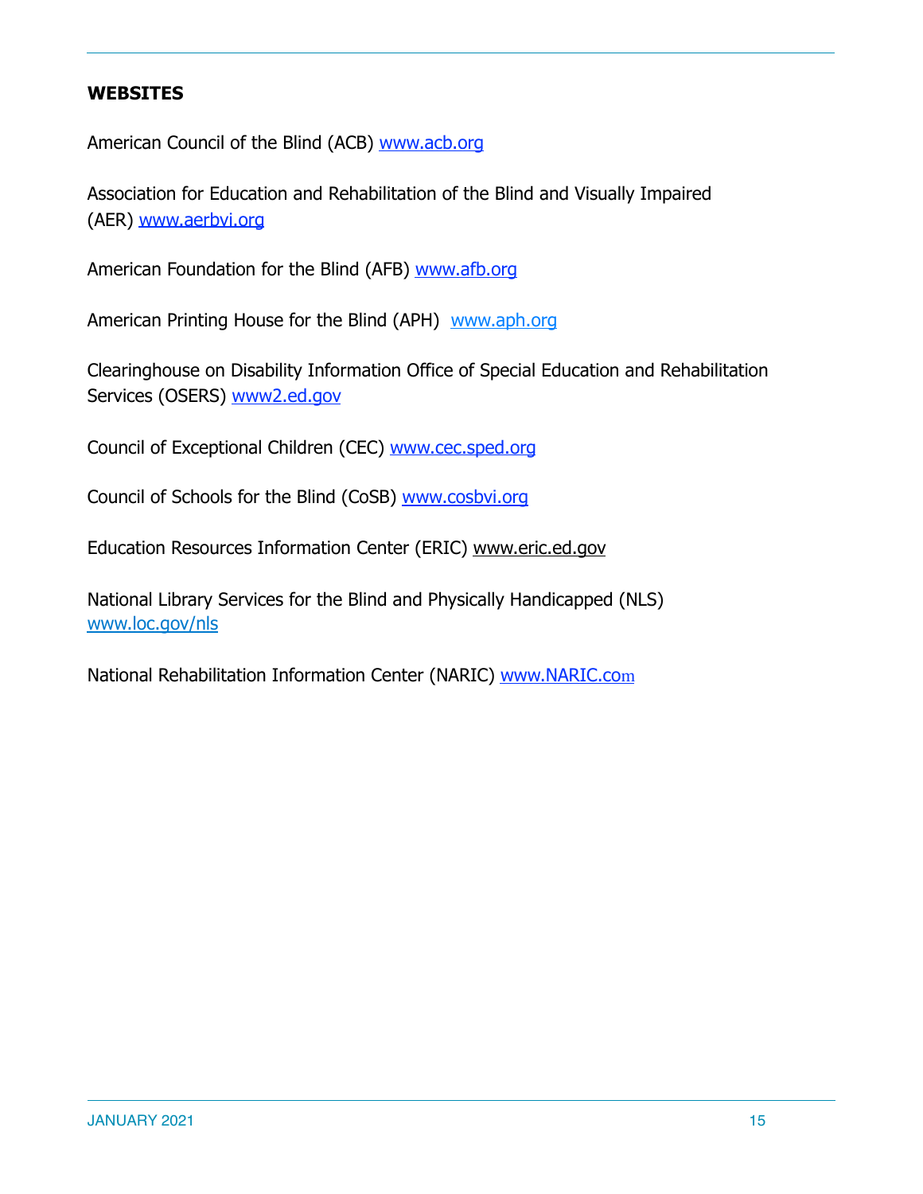**WEBSITES**

American Council of the Blind (ACB) www.acb.org

Association for Education and Rehabilitation of the Blind and Visually Impaired (AER) www.aerbvi.org

American Foundation for the Blind (AFB) www.afb.org

American Printing House for the Blind (APH) www.aph.org

Clearinghouse on Disability Information Office of Special Education and Rehabilitation Services (OSERS) www2.ed.gov

Council of Exceptional Children (CEC) www.cec.sped.org

Council of Schools for the Blind (CoSB) www.cosbvi.org

Education Resources Information Center (ERIC) www.eric.ed.gov

National Library Services for the Blind and Physically Handicapped (NLS) www.loc.gov/nls

National Rehabilitation Information Center (NARIC) www.NARIC.com